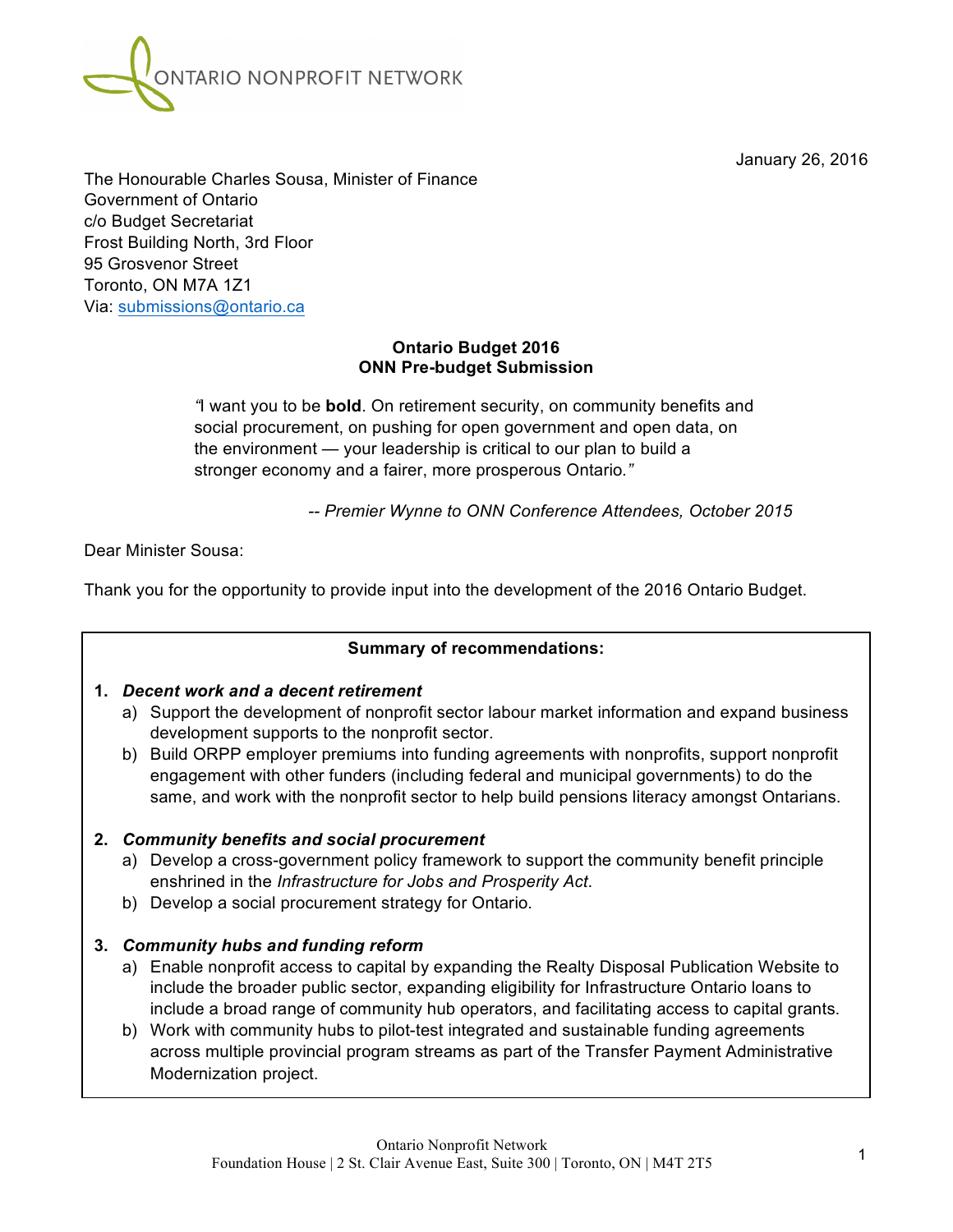ONTARIO NONPROFIT NETWORK

January 26, 2016

The Honourable Charles Sousa, Minister of Finance
Government of Ontario
c/o Budget Secretariat
Frost Building North, 3rd Floor
95 Grosvenor Street
Toronto, ON M7A 1Z1
Via: submissions@ontario.ca

**Ontario Budget 2016**
**ONN Pre-budget Submission**

> *"I want you to be **bold**. On retirement security, on community benefits and social procurement, on pushing for open government and open data, on the environment — your leadership is critical to our plan to build a stronger economy and a fairer, more prosperous Ontario."*
>
> *-- Premier Wynne to ONN Conference Attendees, October 2015*

Dear Minister Sousa:

Thank you for the opportunity to provide input into the development of the 2016 Ontario Budget.

**Summary of recommendations:**

1. ***Decent work and a decent retirement***
   a) Support the development of nonprofit sector labour market information and expand business development supports to the nonprofit sector.
   b) Build ORPP employer premiums into funding agreements with nonprofits, support nonprofit engagement with other funders (including federal and municipal governments) to do the same, and work with the nonprofit sector to help build pensions literacy amongst Ontarians.

2. ***Community benefits and social procurement***
   a) Develop a cross-government policy framework to support the community benefit principle enshrined in the *Infrastructure for Jobs and Prosperity Act*.
   b) Develop a social procurement strategy for Ontario.

3. ***Community hubs and funding reform***
   a) Enable nonprofit access to capital by expanding the Realty Disposal Publication Website to include the broader public sector, expanding eligibility for Infrastructure Ontario loans to include a broad range of community hub operators, and facilitating access to capital grants.
   b) Work with community hubs to pilot-test integrated and sustainable funding agreements across multiple provincial program streams as part of the Transfer Payment Administrative Modernization project.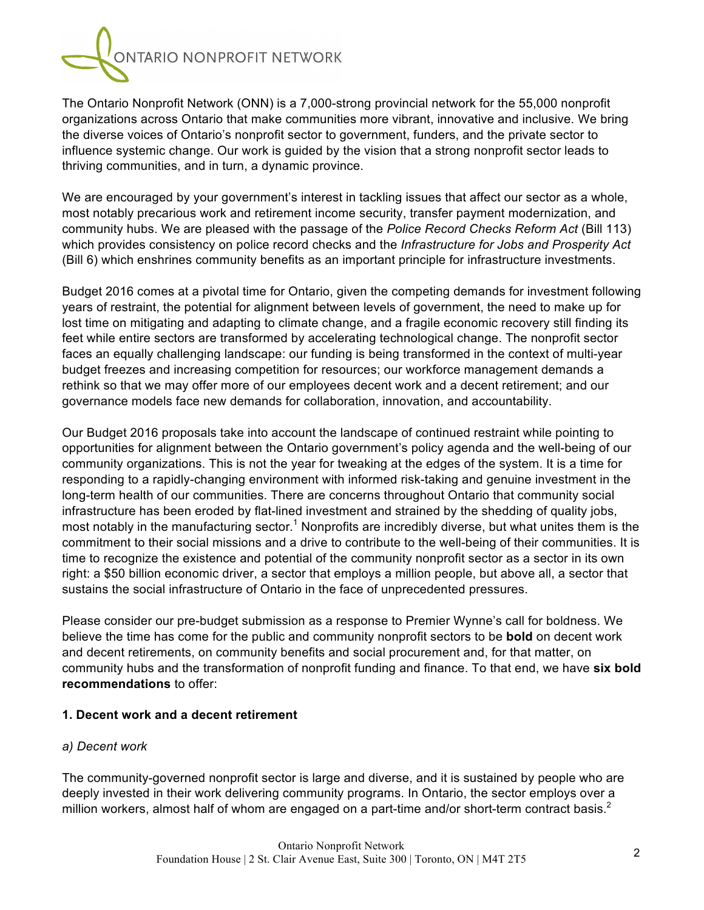The Ontario Nonprofit Network (ONN) is a 7,000-strong provincial network for the 55,000 nonprofit organizations across Ontario that make communities more vibrant, innovative and inclusive. We bring the diverse voices of Ontario's nonprofit sector to government, funders, and the private sector to influence systemic change. Our work is guided by the vision that a strong nonprofit sector leads to thriving communities, and in turn, a dynamic province.

We are encouraged by your government's interest in tackling issues that affect our sector as a whole, most notably precarious work and retirement income security, transfer payment modernization, and community hubs. We are pleased with the passage of the *Police Record Checks Reform Act* (Bill 113) which provides consistency on police record checks and the *Infrastructure for Jobs and Prosperity Act* (Bill 6) which enshrines community benefits as an important principle for infrastructure investments.

Budget 2016 comes at a pivotal time for Ontario, given the competing demands for investment following years of restraint, the potential for alignment between levels of government, the need to make up for lost time on mitigating and adapting to climate change, and a fragile economic recovery still finding its feet while entire sectors are transformed by accelerating technological change. The nonprofit sector faces an equally challenging landscape: our funding is being transformed in the context of multi-year budget freezes and increasing competition for resources; our workforce management demands a rethink so that we may offer more of our employees decent work and a decent retirement; and our governance models face new demands for collaboration, innovation, and accountability.

Our Budget 2016 proposals take into account the landscape of continued restraint while pointing to opportunities for alignment between the Ontario government's policy agenda and the well-being of our community organizations. This is not the year for tweaking at the edges of the system. It is a time for responding to a rapidly-changing environment with informed risk-taking and genuine investment in the long-term health of our communities. There are concerns throughout Ontario that community social infrastructure has been eroded by flat-lined investment and strained by the shedding of quality jobs, most notably in the manufacturing sector.[1] Nonprofits are incredibly diverse, but what unites them is the commitment to their social missions and a drive to contribute to the well-being of their communities. It is time to recognize the existence and potential of the community nonprofit sector as a sector in its own right: a $50 billion economic driver, a sector that employs a million people, but above all, a sector that sustains the social infrastructure of Ontario in the face of unprecedented pressures.

Please consider our pre-budget submission as a response to Premier Wynne's call for boldness. We believe the time has come for the public and community nonprofit sectors to be **bold** on decent work and decent retirements, on community benefits and social procurement and, for that matter, on community hubs and the transformation of nonprofit funding and finance. To that end, we have **six bold recommendations** to offer:

**1. Decent work and a decent retirement**

*a) Decent work*

The community-governed nonprofit sector is large and diverse, and it is sustained by people who are deeply invested in their work delivering community programs. In Ontario, the sector employs over a million workers, almost half of whom are engaged on a part-time and/or short-term contract basis.[2]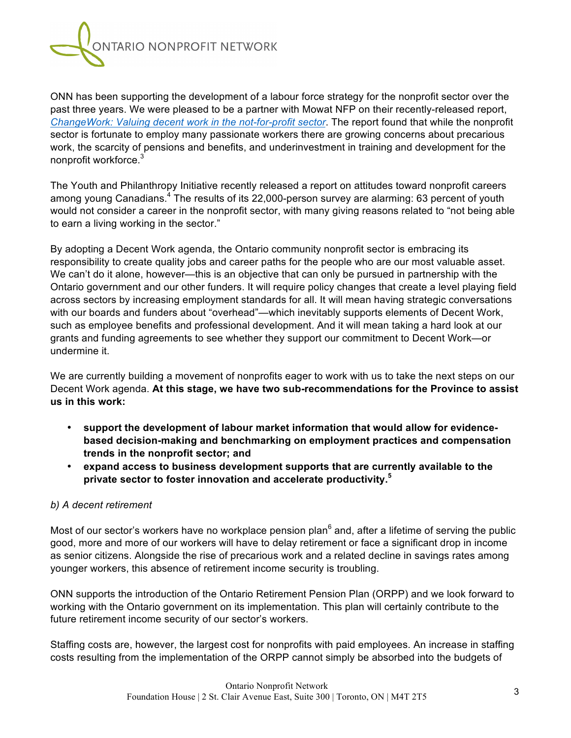ONN has been supporting the development of a labour force strategy for the nonprofit sector over the past three years. We were pleased to be a partner with Mowat NFP on their recently-released report, *ChangeWork: Valuing decent work in the not-for-profit sector*. The report found that while the nonprofit sector is fortunate to employ many passionate workers there are growing concerns about precarious work, the scarcity of pensions and benefits, and underinvestment in training and development for the nonprofit workforce.[3]

The Youth and Philanthropy Initiative recently released a report on attitudes toward nonprofit careers among young Canadians.[4] The results of its 22,000-person survey are alarming: 63 percent of youth would not consider a career in the nonprofit sector, with many giving reasons related to "not being able to earn a living working in the sector."

By adopting a Decent Work agenda, the Ontario community nonprofit sector is embracing its responsibility to create quality jobs and career paths for the people who are our most valuable asset. We can't do it alone, however—this is an objective that can only be pursued in partnership with the Ontario government and our other funders. It will require policy changes that create a level playing field across sectors by increasing employment standards for all. It will mean having strategic conversations with our boards and funders about "overhead"—which inevitably supports elements of Decent Work, such as employee benefits and professional development. And it will mean taking a hard look at our grants and funding agreements to see whether they support our commitment to Decent Work—or undermine it.

We are currently building a movement of nonprofits eager to work with us to take the next steps on our Decent Work agenda. **At this stage, we have two sub-recommendations for the Province to assist us in this work:**

- **support the development of labour market information that would allow for evidence-based decision-making and benchmarking on employment practices and compensation trends in the nonprofit sector; and**
- **expand access to business development supports that are currently available to the private sector to foster innovation and accelerate productivity.[5]**

*b) A decent retirement*

Most of our sector's workers have no workplace pension plan[6] and, after a lifetime of serving the public good, more and more of our workers will have to delay retirement or face a significant drop in income as senior citizens. Alongside the rise of precarious work and a related decline in savings rates among younger workers, this absence of retirement income security is troubling.

ONN supports the introduction of the Ontario Retirement Pension Plan (ORPP) and we look forward to working with the Ontario government on its implementation. This plan will certainly contribute to the future retirement income security of our sector's workers.

Staffing costs are, however, the largest cost for nonprofits with paid employees. An increase in staffing costs resulting from the implementation of the ORPP cannot simply be absorbed into the budgets of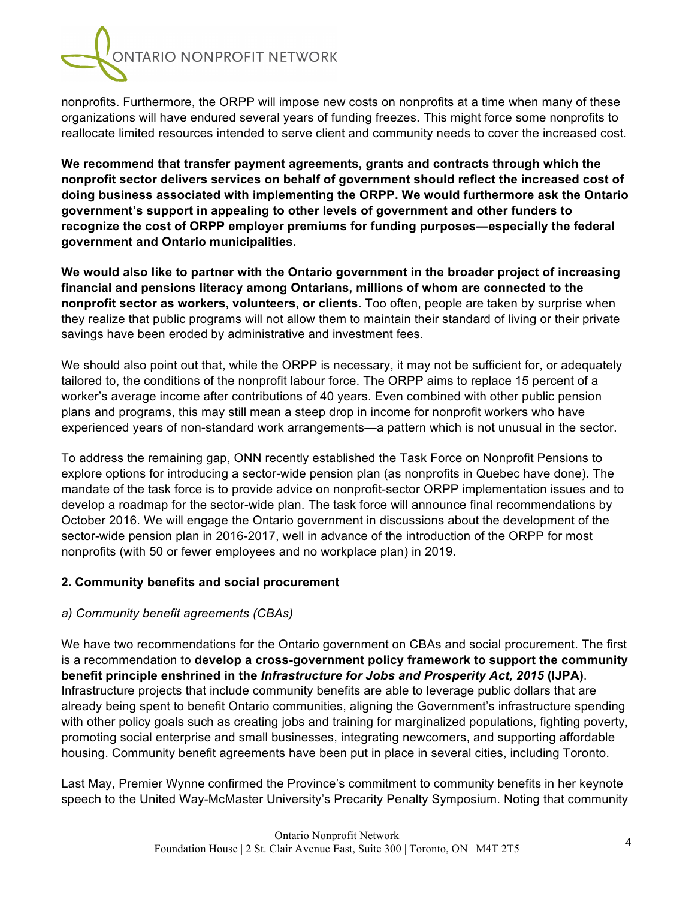nonprofits. Furthermore, the ORPP will impose new costs on nonprofits at a time when many of these organizations will have endured several years of funding freezes. This might force some nonprofits to reallocate limited resources intended to serve client and community needs to cover the increased cost.

**We recommend that transfer payment agreements, grants and contracts through which the nonprofit sector delivers services on behalf of government should reflect the increased cost of doing business associated with implementing the ORPP. We would furthermore ask the Ontario government's support in appealing to other levels of government and other funders to recognize the cost of ORPP employer premiums for funding purposes—especially the federal government and Ontario municipalities.**

**We would also like to partner with the Ontario government in the broader project of increasing financial and pensions literacy among Ontarians, millions of whom are connected to the nonprofit sector as workers, volunteers, or clients.** Too often, people are taken by surprise when they realize that public programs will not allow them to maintain their standard of living or their private savings have been eroded by administrative and investment fees.

We should also point out that, while the ORPP is necessary, it may not be sufficient for, or adequately tailored to, the conditions of the nonprofit labour force. The ORPP aims to replace 15 percent of a worker's average income after contributions of 40 years. Even combined with other public pension plans and programs, this may still mean a steep drop in income for nonprofit workers who have experienced years of non-standard work arrangements—a pattern which is not unusual in the sector.

To address the remaining gap, ONN recently established the Task Force on Nonprofit Pensions to explore options for introducing a sector-wide pension plan (as nonprofits in Quebec have done). The mandate of the task force is to provide advice on nonprofit-sector ORPP implementation issues and to develop a roadmap for the sector-wide plan. The task force will announce final recommendations by October 2016. We will engage the Ontario government in discussions about the development of the sector-wide pension plan in 2016-2017, well in advance of the introduction of the ORPP for most nonprofits (with 50 or fewer employees and no workplace plan) in 2019.

## 2. Community benefits and social procurement

### *a) Community benefit agreements (CBAs)*

We have two recommendations for the Ontario government on CBAs and social procurement. The first is a recommendation to **develop a cross-government policy framework to support the community benefit principle enshrined in the *Infrastructure for Jobs and Prosperity Act, 2015* (IJPA)**. Infrastructure projects that include community benefits are able to leverage public dollars that are already being spent to benefit Ontario communities, aligning the Government's infrastructure spending with other policy goals such as creating jobs and training for marginalized populations, fighting poverty, promoting social enterprise and small businesses, integrating newcomers, and supporting affordable housing. Community benefit agreements have been put in place in several cities, including Toronto.

Last May, Premier Wynne confirmed the Province's commitment to community benefits in her keynote speech to the United Way-McMaster University's Precarity Penalty Symposium. Noting that community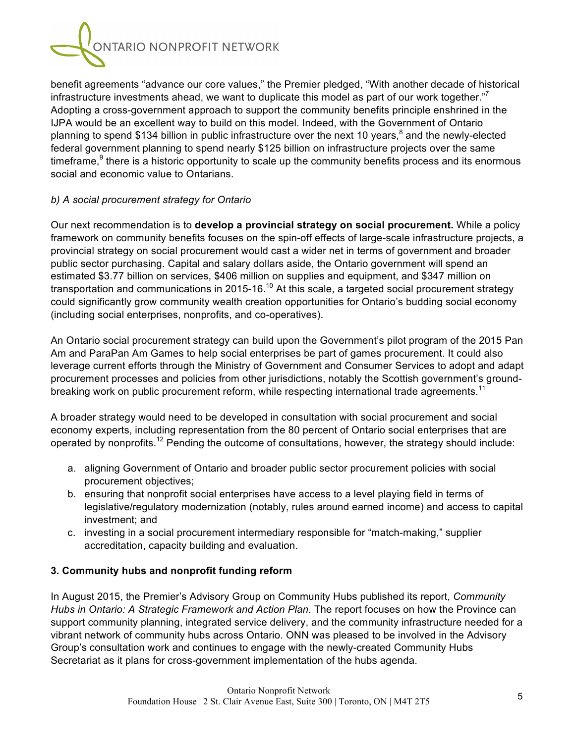benefit agreements "advance our core values," the Premier pledged, "With another decade of historical infrastructure investments ahead, we want to duplicate this model as part of our work together."[7] Adopting a cross-government approach to support the community benefits principle enshrined in the IJPA would be an excellent way to build on this model. Indeed, with the Government of Ontario planning to spend $134 billion in public infrastructure over the next 10 years,[8] and the newly-elected federal government planning to spend nearly $125 billion on infrastructure projects over the same timeframe,[9] there is a historic opportunity to scale up the community benefits process and its enormous social and economic value to Ontarians.

*b) A social procurement strategy for Ontario*

Our next recommendation is to **develop a provincial strategy on social procurement.** While a policy framework on community benefits focuses on the spin-off effects of large-scale infrastructure projects, a provincial strategy on social procurement would cast a wider net in terms of government and broader public sector purchasing. Capital and salary dollars aside, the Ontario government will spend an estimated $3.77 billion on services, $406 million on supplies and equipment, and $347 million on transportation and communications in 2015-16.[10] At this scale, a targeted social procurement strategy could significantly grow community wealth creation opportunities for Ontario's budding social economy (including social enterprises, nonprofits, and co-operatives).

An Ontario social procurement strategy can build upon the Government's pilot program of the 2015 Pan Am and ParaPan Am Games to help social enterprises be part of games procurement. It could also leverage current efforts through the Ministry of Government and Consumer Services to adopt and adapt procurement processes and policies from other jurisdictions, notably the Scottish government's ground-breaking work on public procurement reform, while respecting international trade agreements.[11]

A broader strategy would need to be developed in consultation with social procurement and social economy experts, including representation from the 80 percent of Ontario social enterprises that are operated by nonprofits.[12] Pending the outcome of consultations, however, the strategy should include:

a. aligning Government of Ontario and broader public sector procurement policies with social procurement objectives;
b. ensuring that nonprofit social enterprises have access to a level playing field in terms of legislative/regulatory modernization (notably, rules around earned income) and access to capital investment; and
c. investing in a social procurement intermediary responsible for "match-making," supplier accreditation, capacity building and evaluation.

**3. Community hubs and nonprofit funding reform**

In August 2015, the Premier's Advisory Group on Community Hubs published its report, *Community Hubs in Ontario: A Strategic Framework and Action Plan*. The report focuses on how the Province can support community planning, integrated service delivery, and the community infrastructure needed for a vibrant network of community hubs across Ontario. ONN was pleased to be involved in the Advisory Group's consultation work and continues to engage with the newly-created Community Hubs Secretariat as it plans for cross-government implementation of the hubs agenda.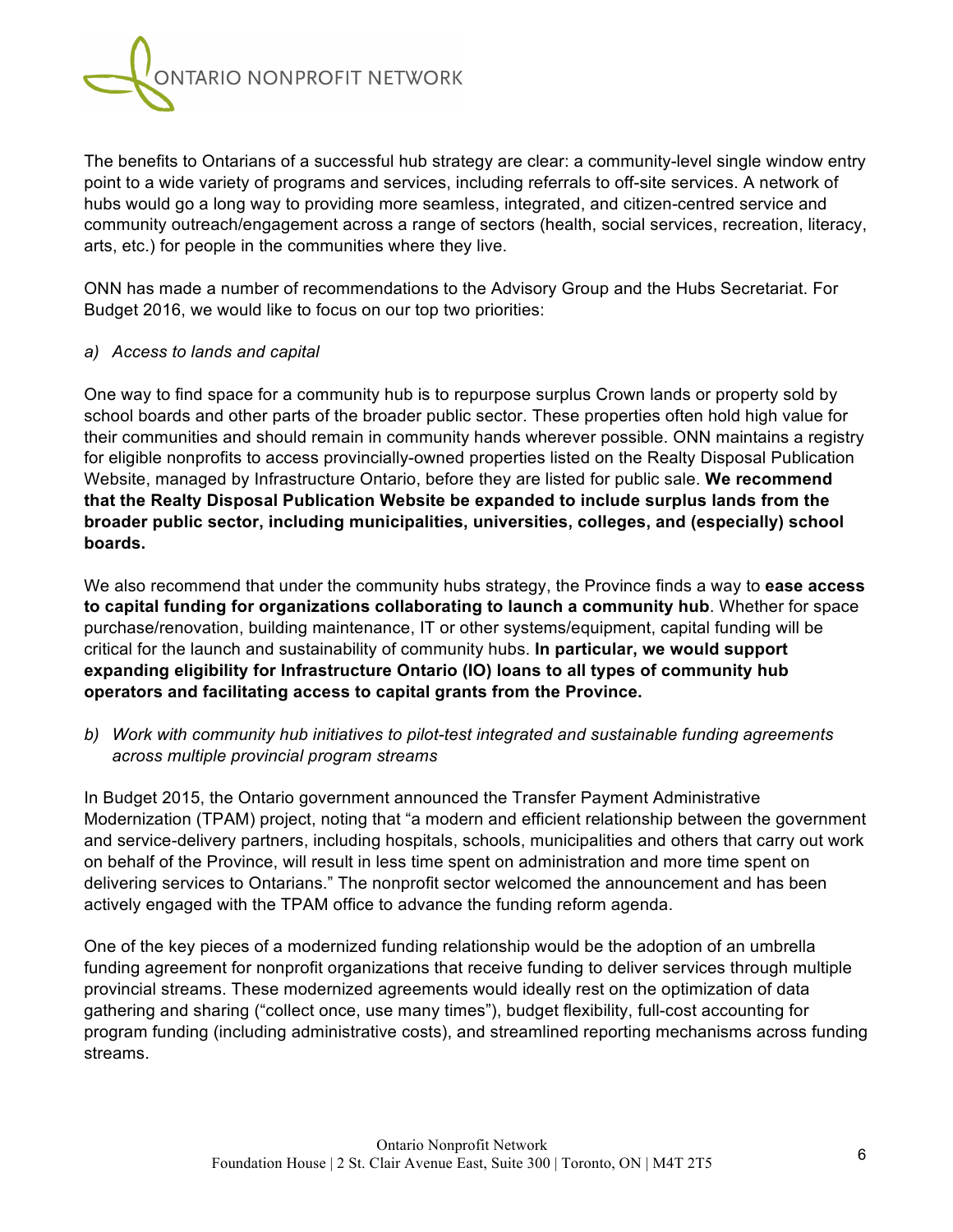The benefits to Ontarians of a successful hub strategy are clear: a community-level single window entry point to a wide variety of programs and services, including referrals to off-site services. A network of hubs would go a long way to providing more seamless, integrated, and citizen-centred service and community outreach/engagement across a range of sectors (health, social services, recreation, literacy, arts, etc.) for people in the communities where they live.

ONN has made a number of recommendations to the Advisory Group and the Hubs Secretariat. For Budget 2016, we would like to focus on our top two priorities:

*a) Access to lands and capital*

One way to find space for a community hub is to repurpose surplus Crown lands or property sold by school boards and other parts of the broader public sector. These properties often hold high value for their communities and should remain in community hands wherever possible. ONN maintains a registry for eligible nonprofits to access provincially-owned properties listed on the Realty Disposal Publication Website, managed by Infrastructure Ontario, before they are listed for public sale. **We recommend that the Realty Disposal Publication Website be expanded to include surplus lands from the broader public sector, including municipalities, universities, colleges, and (especially) school boards.**

We also recommend that under the community hubs strategy, the Province finds a way to **ease access to capital funding for organizations collaborating to launch a community hub**. Whether for space purchase/renovation, building maintenance, IT or other systems/equipment, capital funding will be critical for the launch and sustainability of community hubs. **In particular, we would support expanding eligibility for Infrastructure Ontario (IO) loans to all types of community hub operators and facilitating access to capital grants from the Province.**

*b) Work with community hub initiatives to pilot-test integrated and sustainable funding agreements across multiple provincial program streams*

In Budget 2015, the Ontario government announced the Transfer Payment Administrative Modernization (TPAM) project, noting that "a modern and efficient relationship between the government and service-delivery partners, including hospitals, schools, municipalities and others that carry out work on behalf of the Province, will result in less time spent on administration and more time spent on delivering services to Ontarians." The nonprofit sector welcomed the announcement and has been actively engaged with the TPAM office to advance the funding reform agenda.

One of the key pieces of a modernized funding relationship would be the adoption of an umbrella funding agreement for nonprofit organizations that receive funding to deliver services through multiple provincial streams. These modernized agreements would ideally rest on the optimization of data gathering and sharing ("collect once, use many times"), budget flexibility, full-cost accounting for program funding (including administrative costs), and streamlined reporting mechanisms across funding streams.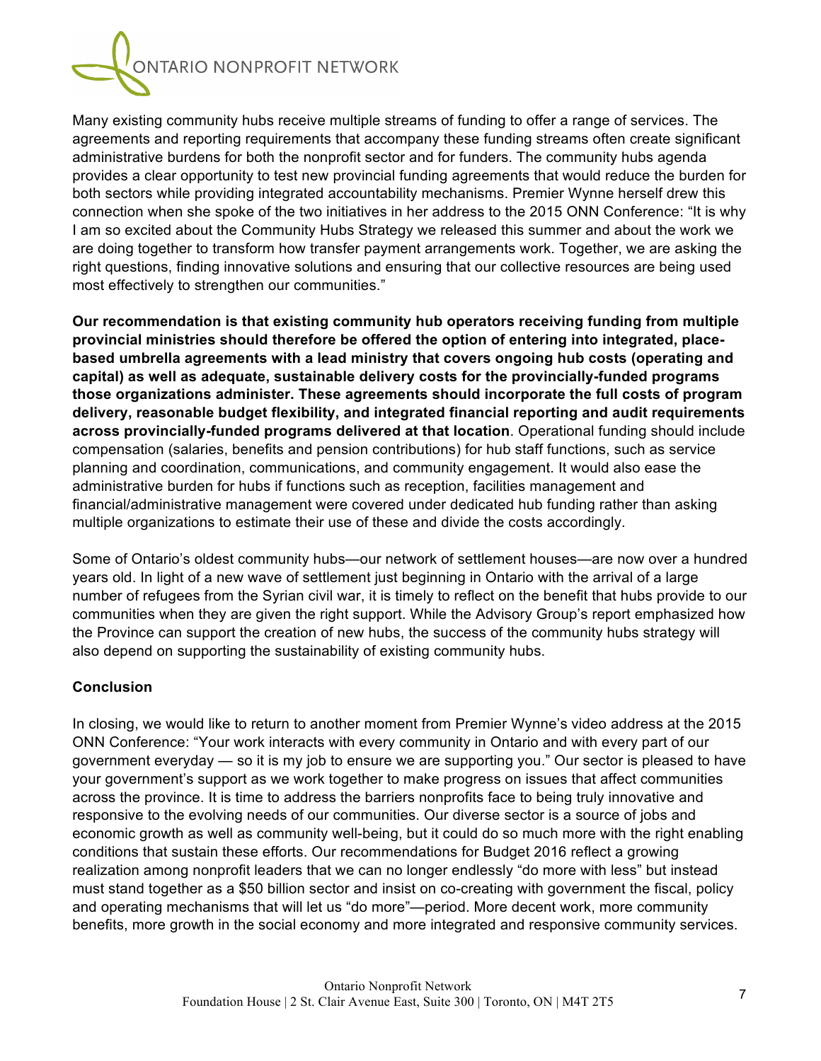Many existing community hubs receive multiple streams of funding to offer a range of services. The agreements and reporting requirements that accompany these funding streams often create significant administrative burdens for both the nonprofit sector and for funders. The community hubs agenda provides a clear opportunity to test new provincial funding agreements that would reduce the burden for both sectors while providing integrated accountability mechanisms. Premier Wynne herself drew this connection when she spoke of the two initiatives in her address to the 2015 ONN Conference: "It is why I am so excited about the Community Hubs Strategy we released this summer and about the work we are doing together to transform how transfer payment arrangements work. Together, we are asking the right questions, finding innovative solutions and ensuring that our collective resources are being used most effectively to strengthen our communities."

**Our recommendation is that existing community hub operators receiving funding from multiple provincial ministries should therefore be offered the option of entering into integrated, place-based umbrella agreements with a lead ministry that covers ongoing hub costs (operating and capital) as well as adequate, sustainable delivery costs for the provincially-funded programs those organizations administer. These agreements should incorporate the full costs of program delivery, reasonable budget flexibility, and integrated financial reporting and audit requirements across provincially-funded programs delivered at that location**. Operational funding should include compensation (salaries, benefits and pension contributions) for hub staff functions, such as service planning and coordination, communications, and community engagement. It would also ease the administrative burden for hubs if functions such as reception, facilities management and financial/administrative management were covered under dedicated hub funding rather than asking multiple organizations to estimate their use of these and divide the costs accordingly.

Some of Ontario's oldest community hubs—our network of settlement houses—are now over a hundred years old. In light of a new wave of settlement just beginning in Ontario with the arrival of a large number of refugees from the Syrian civil war, it is timely to reflect on the benefit that hubs provide to our communities when they are given the right support. While the Advisory Group's report emphasized how the Province can support the creation of new hubs, the success of the community hubs strategy will also depend on supporting the sustainability of existing community hubs.

## Conclusion

In closing, we would like to return to another moment from Premier Wynne's video address at the 2015 ONN Conference: "Your work interacts with every community in Ontario and with every part of our government everyday — so it is my job to ensure we are supporting you." Our sector is pleased to have your government's support as we work together to make progress on issues that affect communities across the province. It is time to address the barriers nonprofits face to being truly innovative and responsive to the evolving needs of our communities. Our diverse sector is a source of jobs and economic growth as well as community well-being, but it could do so much more with the right enabling conditions that sustain these efforts. Our recommendations for Budget 2016 reflect a growing realization among nonprofit leaders that we can no longer endlessly "do more with less" but instead must stand together as a $50 billion sector and insist on co-creating with government the fiscal, policy and operating mechanisms that will let us "do more"—period. More decent work, more community benefits, more growth in the social economy and more integrated and responsive community services.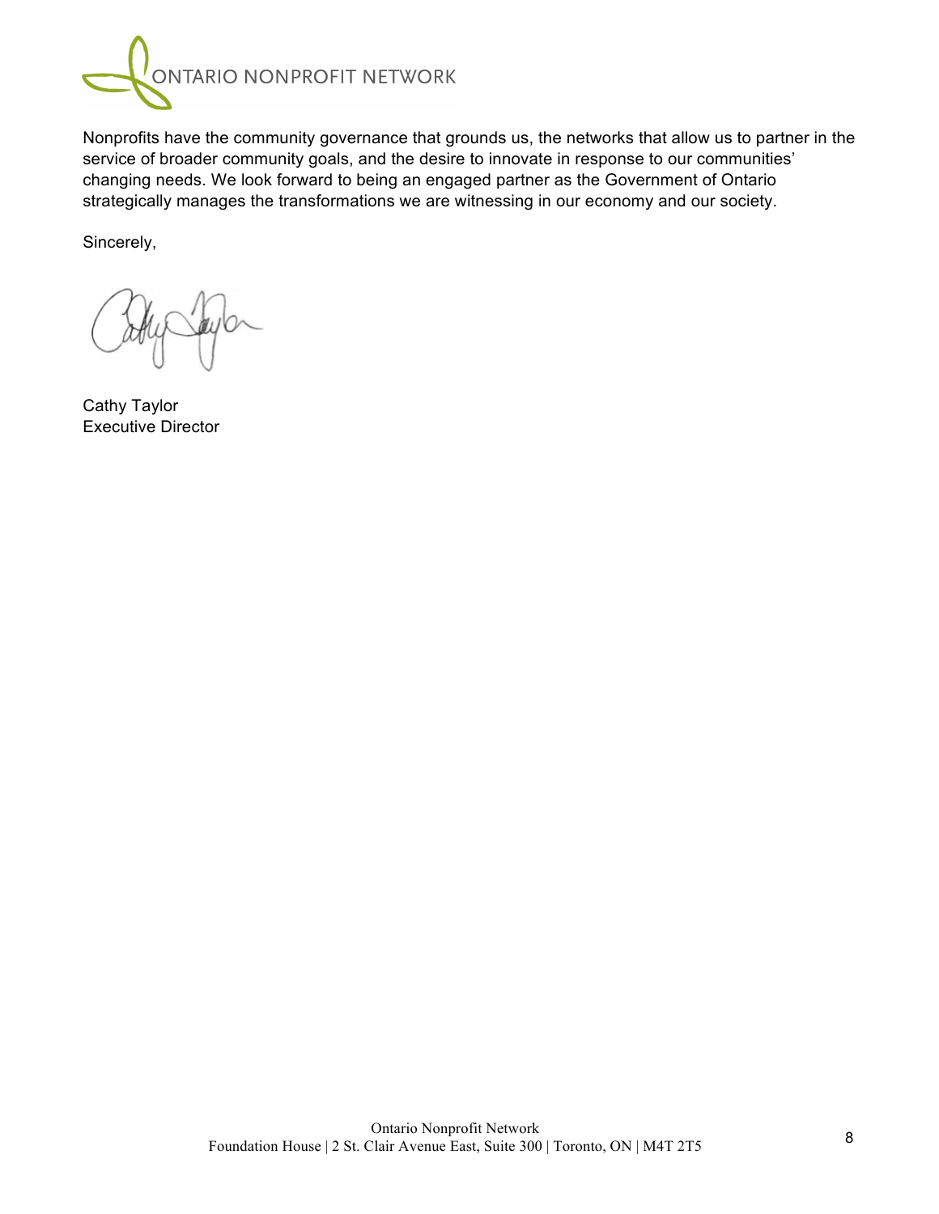Nonprofits have the community governance that grounds us, the networks that allow us to partner in the service of broader community goals, and the desire to innovate in response to our communities' changing needs. We look forward to being an engaged partner as the Government of Ontario strategically manages the transformations we are witnessing in our economy and our society.

Sincerely,

Cathy Taylor
Executive Director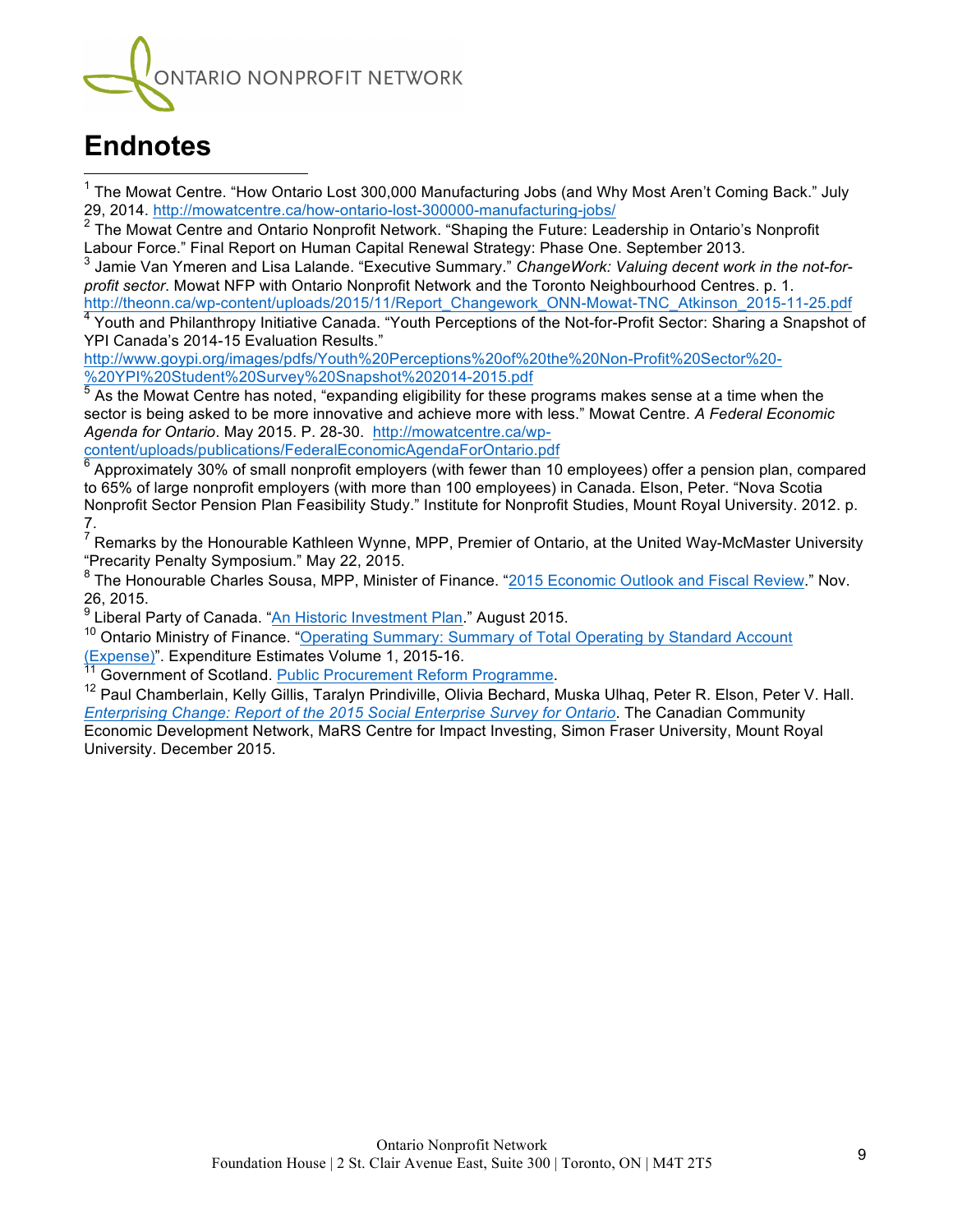# Endnotes

[1] The Mowat Centre. "How Ontario Lost 300,000 Manufacturing Jobs (and Why Most Aren't Coming Back." July 29, 2014. http://mowatcentre.ca/how-ontario-lost-300000-manufacturing-jobs/

[2] The Mowat Centre and Ontario Nonprofit Network. "Shaping the Future: Leadership in Ontario's Nonprofit Labour Force." Final Report on Human Capital Renewal Strategy: Phase One. September 2013.

[3] Jamie Van Ymeren and Lisa Lalande. "Executive Summary." *ChangeWork: Valuing decent work in the not-for-profit sector*. Mowat NFP with Ontario Nonprofit Network and the Toronto Neighbourhood Centres. p. 1. http://theonn.ca/wp-content/uploads/2015/11/Report_Changework_ONN-Mowat-TNC_Atkinson_2015-11-25.pdf

[4] Youth and Philanthropy Initiative Canada. "Youth Perceptions of the Not-for-Profit Sector: Sharing a Snapshot of YPI Canada's 2014-15 Evaluation Results." http://www.goypi.org/images/pdfs/Youth%20Perceptions%20of%20the%20Non-Profit%20Sector%20-%20YPI%20Student%20Survey%20Snapshot%202014-2015.pdf

[5] As the Mowat Centre has noted, "expanding eligibility for these programs makes sense at a time when the sector is being asked to be more innovative and achieve more with less." Mowat Centre. *A Federal Economic Agenda for Ontario*. May 2015. P. 28-30. http://mowatcentre.ca/wp-content/uploads/publications/FederalEconomicAgendaForOntario.pdf

[6] Approximately 30% of small nonprofit employers (with fewer than 10 employees) offer a pension plan, compared to 65% of large nonprofit employers (with more than 100 employees) in Canada. Elson, Peter. "Nova Scotia Nonprofit Sector Pension Plan Feasibility Study." Institute for Nonprofit Studies, Mount Royal University. 2012. p. 7.

[7] Remarks by the Honourable Kathleen Wynne, MPP, Premier of Ontario, at the United Way-McMaster University "Precarity Penalty Symposium." May 22, 2015.

[8] The Honourable Charles Sousa, MPP, Minister of Finance. "2015 Economic Outlook and Fiscal Review." Nov. 26, 2015.

[9] Liberal Party of Canada. "An Historic Investment Plan." August 2015.

[10] Ontario Ministry of Finance. "Operating Summary: Summary of Total Operating by Standard Account (Expense)". Expenditure Estimates Volume 1, 2015-16.

[11] Government of Scotland. Public Procurement Reform Programme.

[12] Paul Chamberlain, Kelly Gillis, Taralyn Prindiville, Olivia Bechard, Muska Ulhaq, Peter R. Elson, Peter V. Hall. *Enterprising Change: Report of the 2015 Social Enterprise Survey for Ontario*. The Canadian Community Economic Development Network, MaRS Centre for Impact Investing, Simon Fraser University, Mount Royal University. December 2015.